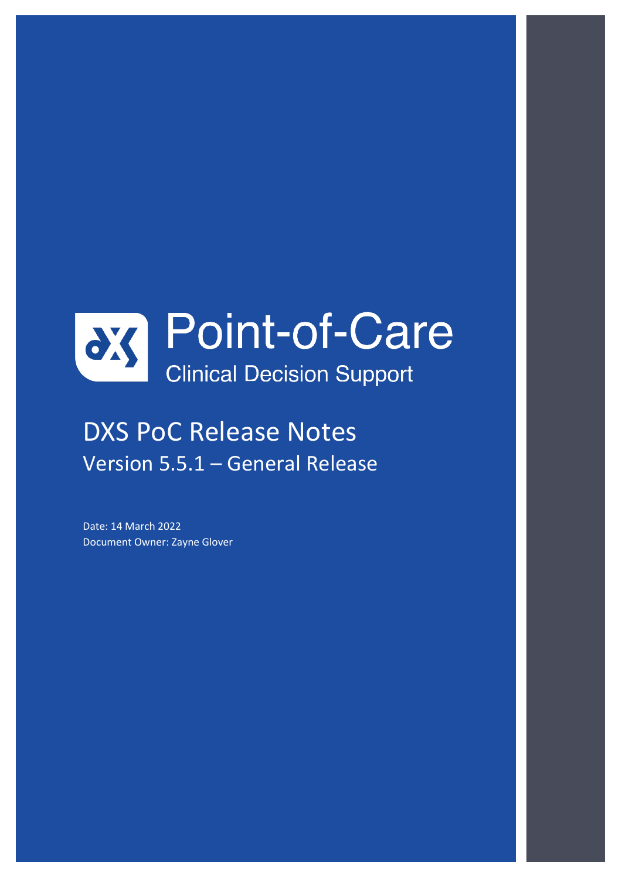# Point-of-Care

Clinical Decision Support

## DXS PoC Release Notes

Version 5.5.1 – General Release

Date: 14 March 2022
Document Owner: Zayne Glover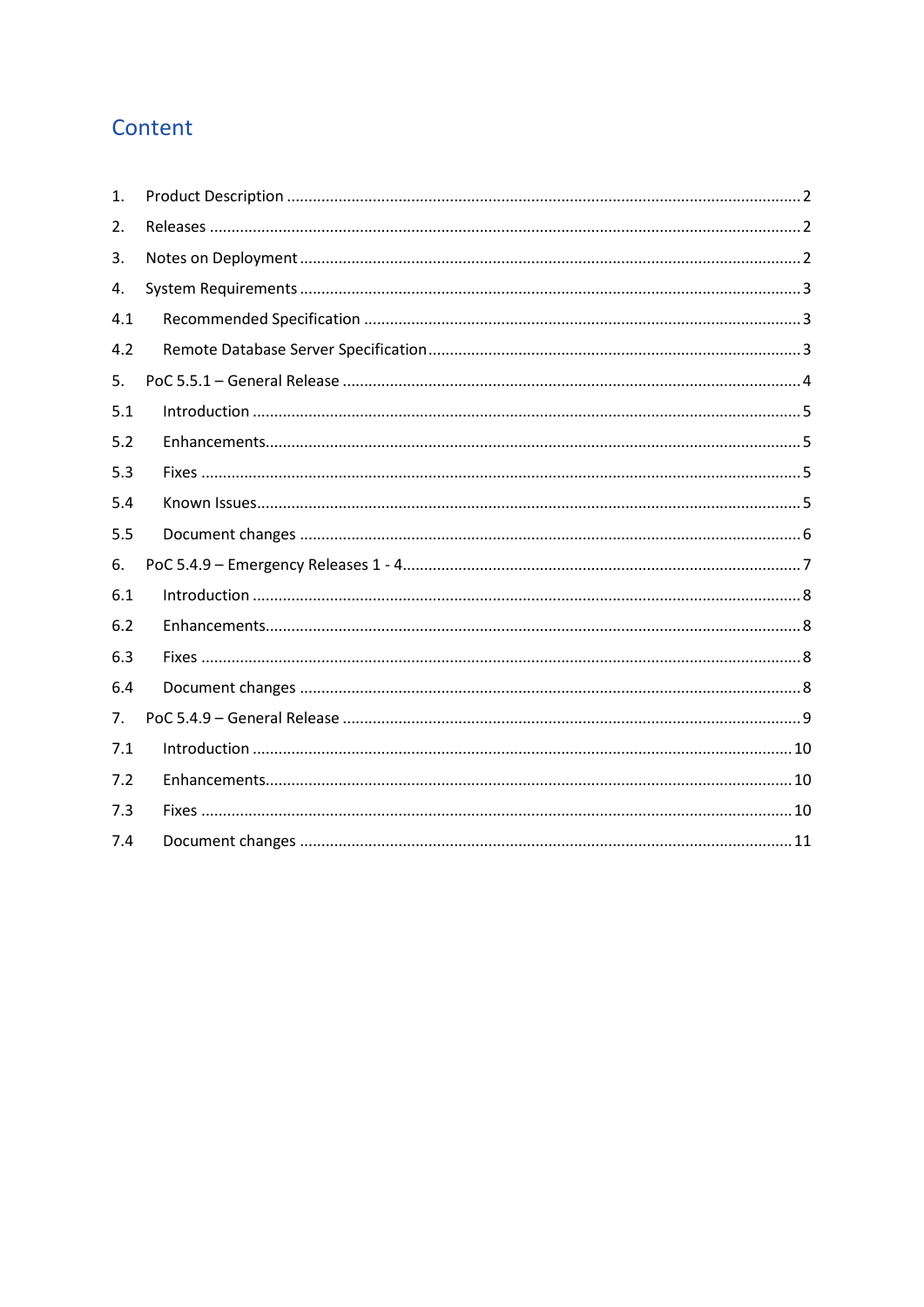# Content

1. Product Description ........................................................................................................ 2
2. Releases ........................................................................................................................ 2
3. Notes on Deployment .................................................................................................... 2
4. System Requirements .................................................................................................... 3
   - 4.1 Recommended Specification .................................................................................. 3
   - 4.2 Remote Database Server Specification ................................................................... 3
5. PoC 5.5.1 – General Release .......................................................................................... 4
   - 5.1 Introduction ........................................................................................................... 5
   - 5.2 Enhancements ........................................................................................................ 5
   - 5.3 Fixes ...................................................................................................................... 5
   - 5.4 Known Issues .......................................................................................................... 5
   - 5.5 Document changes ................................................................................................. 6
6. PoC 5.4.9 – Emergency Releases 1 - 4 ............................................................................ 7
   - 6.1 Introduction ........................................................................................................... 8
   - 6.2 Enhancements ........................................................................................................ 8
   - 6.3 Fixes ...................................................................................................................... 8
   - 6.4 Document changes ................................................................................................. 8
7. PoC 5.4.9 – General Release .......................................................................................... 9
   - 7.1 Introduction ......................................................................................................... 10
   - 7.2 Enhancements ...................................................................................................... 10
   - 7.3 Fixes .................................................................................................................... 10
   - 7.4 Document changes ............................................................................................... 11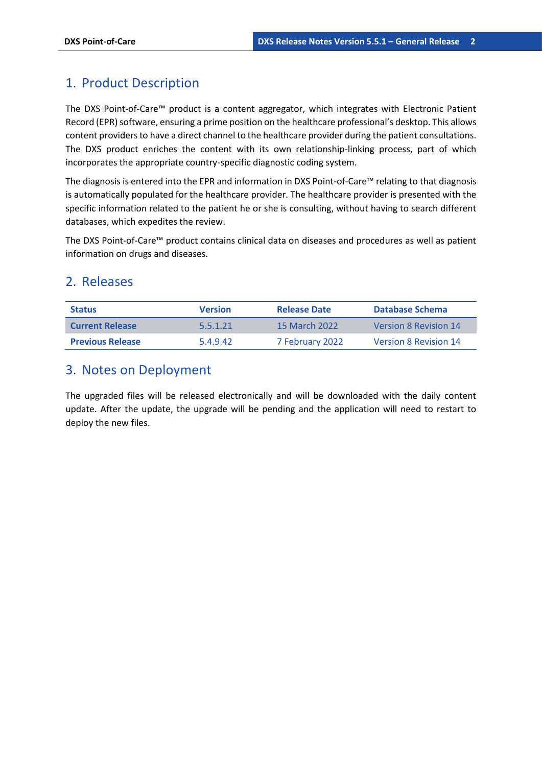# 1. Product Description

The DXS Point-of-Care™ product is a content aggregator, which integrates with Electronic Patient Record (EPR) software, ensuring a prime position on the healthcare professional's desktop. This allows content providers to have a direct channel to the healthcare provider during the patient consultations. The DXS product enriches the content with its own relationship-linking process, part of which incorporates the appropriate country-specific diagnostic coding system.

The diagnosis is entered into the EPR and information in DXS Point-of-Care™ relating to that diagnosis is automatically populated for the healthcare provider. The healthcare provider is presented with the specific information related to the patient he or she is consulting, without having to search different databases, which expedites the review.

The DXS Point-of-Care™ product contains clinical data on diseases and procedures as well as patient information on drugs and diseases.

# 2. Releases

| Status | Version | Release Date | Database Schema |
|---|---|---|---|
| **Current Release** | 5.5.1.21 | 15 March 2022 | Version 8 Revision 14 |
| **Previous Release** | 5.4.9.42 | 7 February 2022 | Version 8 Revision 14 |

# 3. Notes on Deployment

The upgraded files will be released electronically and will be downloaded with the daily content update. After the update, the upgrade will be pending and the application will need to restart to deploy the new files.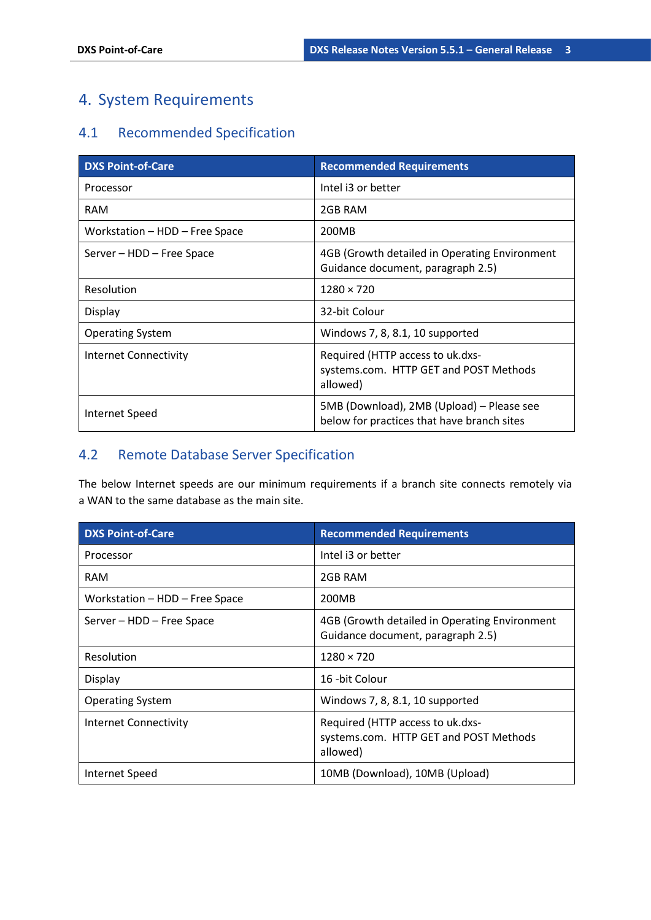# 4. System Requirements

## 4.1 Recommended Specification

| DXS Point-of-Care | Recommended Requirements |
| --- | --- |
| Processor | Intel i3 or better |
| RAM | 2GB RAM |
| Workstation – HDD – Free Space | 200MB |
| Server – HDD – Free Space | 4GB (Growth detailed in Operating Environment Guidance document, paragraph 2.5) |
| Resolution | 1280 × 720 |
| Display | 32-bit Colour |
| Operating System | Windows 7, 8, 8.1, 10 supported |
| Internet Connectivity | Required (HTTP access to uk.dxs-systems.com. HTTP GET and POST Methods allowed) |
| Internet Speed | 5MB (Download), 2MB (Upload) – Please see below for practices that have branch sites |

## 4.2 Remote Database Server Specification

The below Internet speeds are our minimum requirements if a branch site connects remotely via a WAN to the same database as the main site.

| DXS Point-of-Care | Recommended Requirements |
| --- | --- |
| Processor | Intel i3 or better |
| RAM | 2GB RAM |
| Workstation – HDD – Free Space | 200MB |
| Server – HDD – Free Space | 4GB (Growth detailed in Operating Environment Guidance document, paragraph 2.5) |
| Resolution | 1280 × 720 |
| Display | 16 -bit Colour |
| Operating System | Windows 7, 8, 8.1, 10 supported |
| Internet Connectivity | Required (HTTP access to uk.dxs-systems.com. HTTP GET and POST Methods allowed) |
| Internet Speed | 10MB (Download), 10MB (Upload) |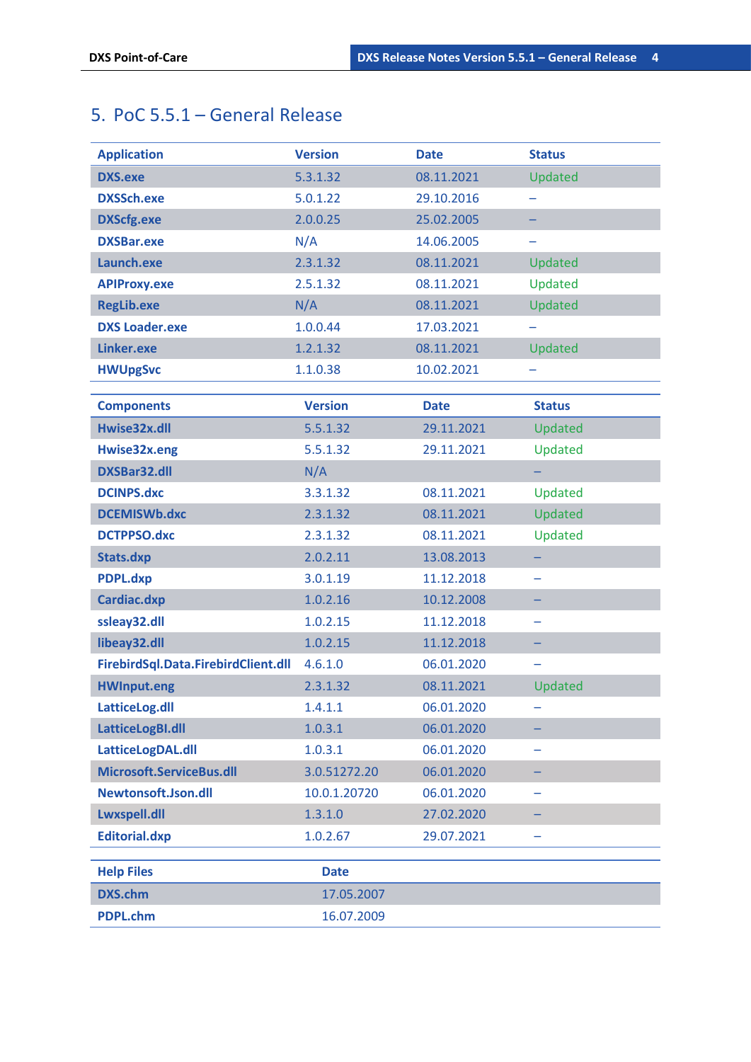## 5. PoC 5.5.1 – General Release

| Application | Version | Date | Status |
|---|---|---|---|
| **DXS.exe** | 5.3.1.32 | 08.11.2021 | Updated |
| **DXSSch.exe** | 5.0.1.22 | 29.10.2016 | – |
| **DXScfg.exe** | 2.0.0.25 | 25.02.2005 | – |
| **DXSBar.exe** | N/A | 14.06.2005 | – |
| **Launch.exe** | 2.3.1.32 | 08.11.2021 | Updated |
| **APIProxy.exe** | 2.5.1.32 | 08.11.2021 | Updated |
| **RegLib.exe** | N/A | 08.11.2021 | Updated |
| **DXS Loader.exe** | 1.0.0.44 | 17.03.2021 | – |
| **Linker.exe** | 1.2.1.32 | 08.11.2021 | Updated |
| **HWUpgSvc** | 1.1.0.38 | 10.02.2021 | – |

| Components | Version | Date | Status |
|---|---|---|---|
| **Hwise32x.dll** | 5.5.1.32 | 29.11.2021 | Updated |
| **Hwise32x.eng** | 5.5.1.32 | 29.11.2021 | Updated |
| **DXSBar32.dll** | N/A | | – |
| **DCINPS.dxc** | 3.3.1.32 | 08.11.2021 | Updated |
| **DCEMISWb.dxc** | 2.3.1.32 | 08.11.2021 | Updated |
| **DCTPPSO.dxc** | 2.3.1.32 | 08.11.2021 | Updated |
| **Stats.dxp** | 2.0.2.11 | 13.08.2013 | – |
| **PDPL.dxp** | 3.0.1.19 | 11.12.2018 | – |
| **Cardiac.dxp** | 1.0.2.16 | 10.12.2008 | – |
| **ssleay32.dll** | 1.0.2.15 | 11.12.2018 | – |
| **libeay32.dll** | 1.0.2.15 | 11.12.2018 | – |
| **FirebirdSql.Data.FirebirdClient.dll** | 4.6.1.0 | 06.01.2020 | – |
| **HWInput.eng** | 2.3.1.32 | 08.11.2021 | Updated |
| **LatticeLog.dll** | 1.4.1.1 | 06.01.2020 | – |
| **LatticeLogBI.dll** | 1.0.3.1 | 06.01.2020 | – |
| **LatticeLogDAL.dll** | 1.0.3.1 | 06.01.2020 | – |
| **Microsoft.ServiceBus.dll** | 3.0.51272.20 | 06.01.2020 | – |
| **Newtonsoft.Json.dll** | 10.0.1.20720 | 06.01.2020 | – |
| **Lwxspell.dll** | 1.3.1.0 | 27.02.2020 | – |
| **Editorial.dxp** | 1.0.2.67 | 29.07.2021 | – |

| Help Files | Date |
|---|---|
| **DXS.chm** | 17.05.2007 |
| **PDPL.chm** | 16.07.2009 |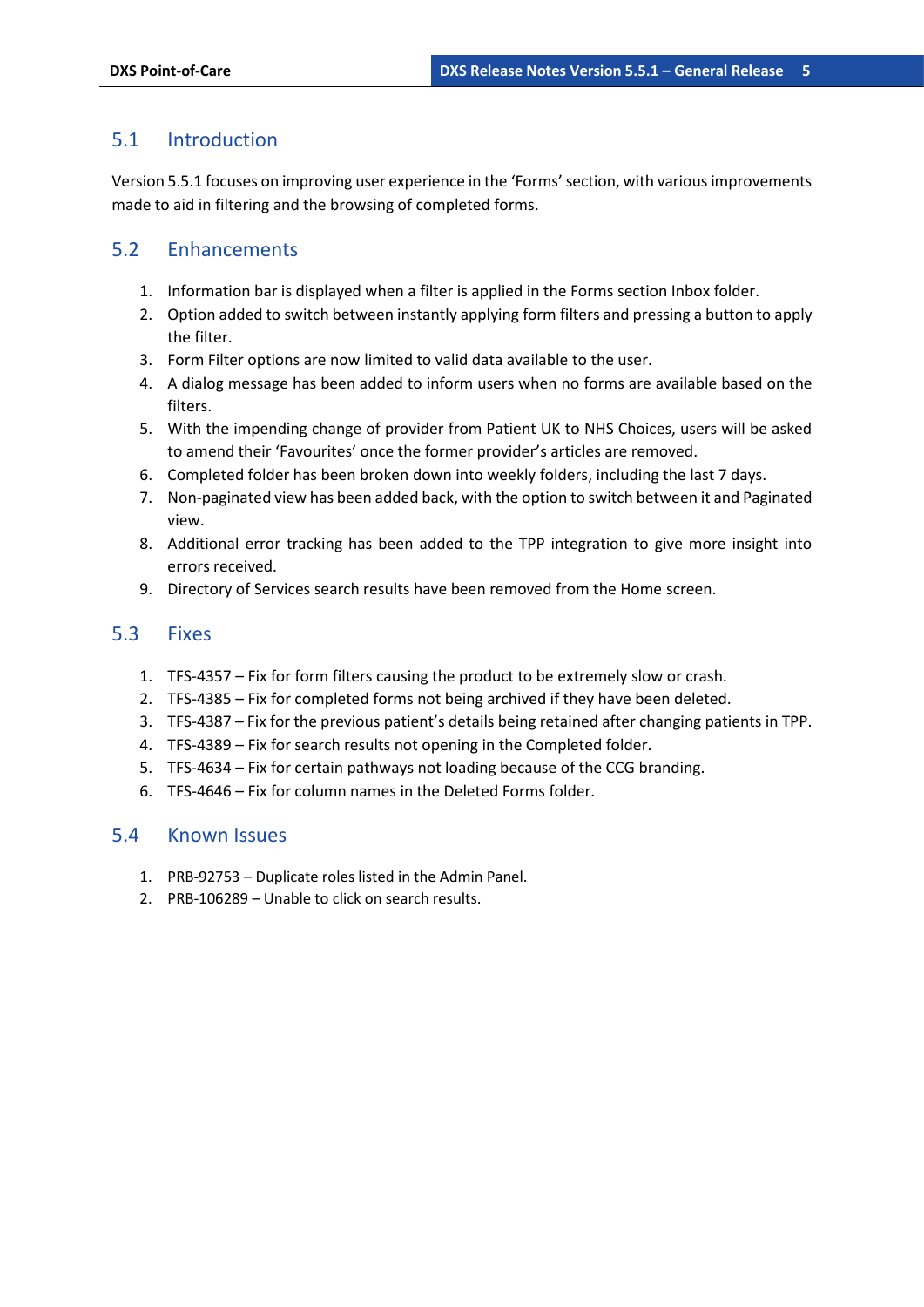## 5.1 Introduction

Version 5.5.1 focuses on improving user experience in the ‘Forms’ section, with various improvements made to aid in filtering and the browsing of completed forms.

## 5.2 Enhancements

1. Information bar is displayed when a filter is applied in the Forms section Inbox folder.
2. Option added to switch between instantly applying form filters and pressing a button to apply the filter.
3. Form Filter options are now limited to valid data available to the user.
4. A dialog message has been added to inform users when no forms are available based on the filters.
5. With the impending change of provider from Patient UK to NHS Choices, users will be asked to amend their ‘Favourites’ once the former provider’s articles are removed.
6. Completed folder has been broken down into weekly folders, including the last 7 days.
7. Non-paginated view has been added back, with the option to switch between it and Paginated view.
8. Additional error tracking has been added to the TPP integration to give more insight into errors received.
9. Directory of Services search results have been removed from the Home screen.

## 5.3 Fixes

1. TFS-4357 – Fix for form filters causing the product to be extremely slow or crash.
2. TFS-4385 – Fix for completed forms not being archived if they have been deleted.
3. TFS-4387 – Fix for the previous patient’s details being retained after changing patients in TPP.
4. TFS-4389 – Fix for search results not opening in the Completed folder.
5. TFS-4634 – Fix for certain pathways not loading because of the CCG branding.
6. TFS-4646 – Fix for column names in the Deleted Forms folder.

## 5.4 Known Issues

1. PRB-92753 – Duplicate roles listed in the Admin Panel.
2. PRB-106289 – Unable to click on search results.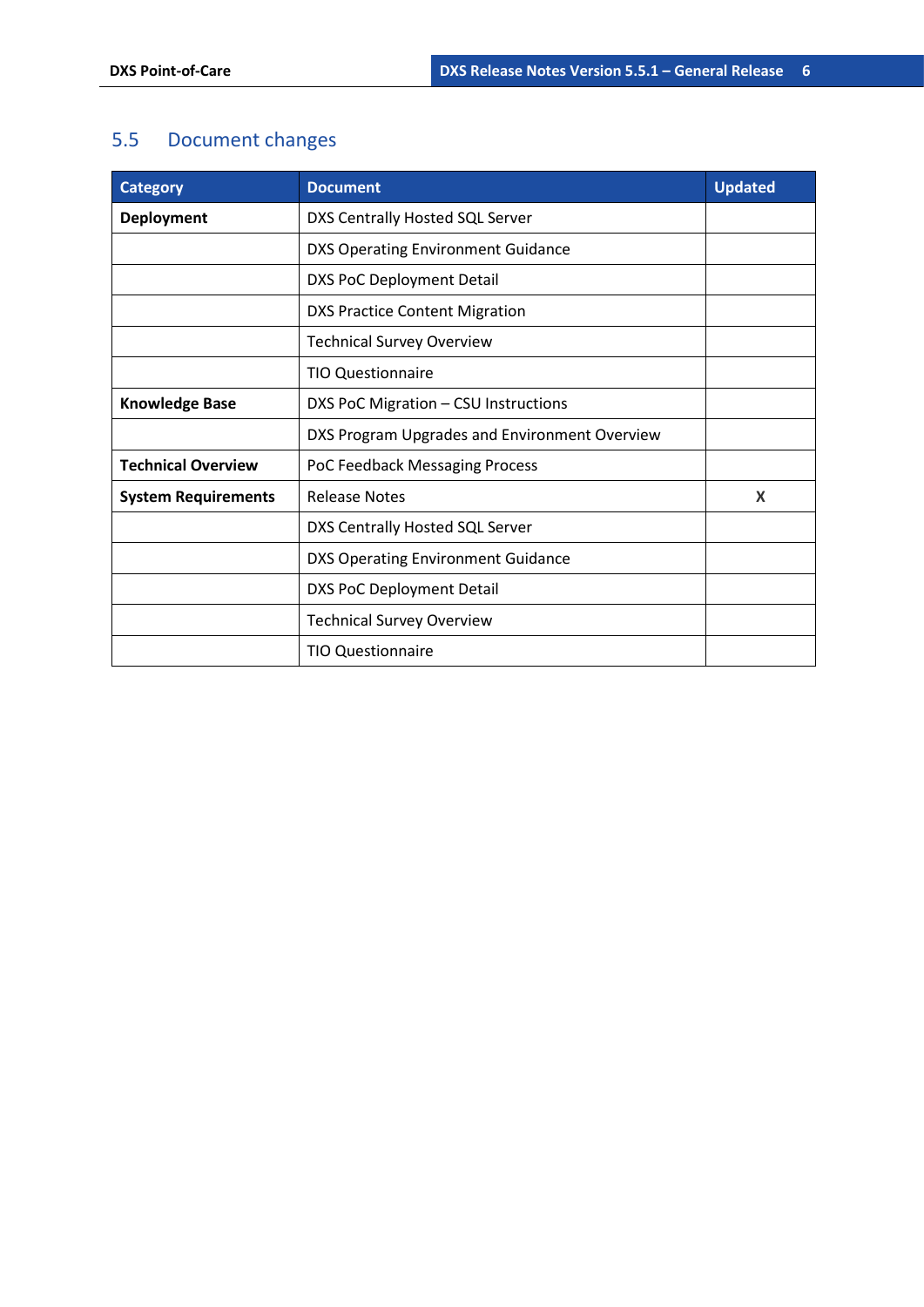## 5.5 Document changes

| Category | Document | Updated |
|---|---|---|
| **Deployment** | DXS Centrally Hosted SQL Server | |
| | DXS Operating Environment Guidance | |
| | DXS PoC Deployment Detail | |
| | DXS Practice Content Migration | |
| | Technical Survey Overview | |
| | TIO Questionnaire | |
| **Knowledge Base** | DXS PoC Migration – CSU Instructions | |
| | DXS Program Upgrades and Environment Overview | |
| **Technical Overview** | PoC Feedback Messaging Process | |
| **System Requirements** | Release Notes | X |
| | DXS Centrally Hosted SQL Server | |
| | DXS Operating Environment Guidance | |
| | DXS PoC Deployment Detail | |
| | Technical Survey Overview | |
| | TIO Questionnaire | |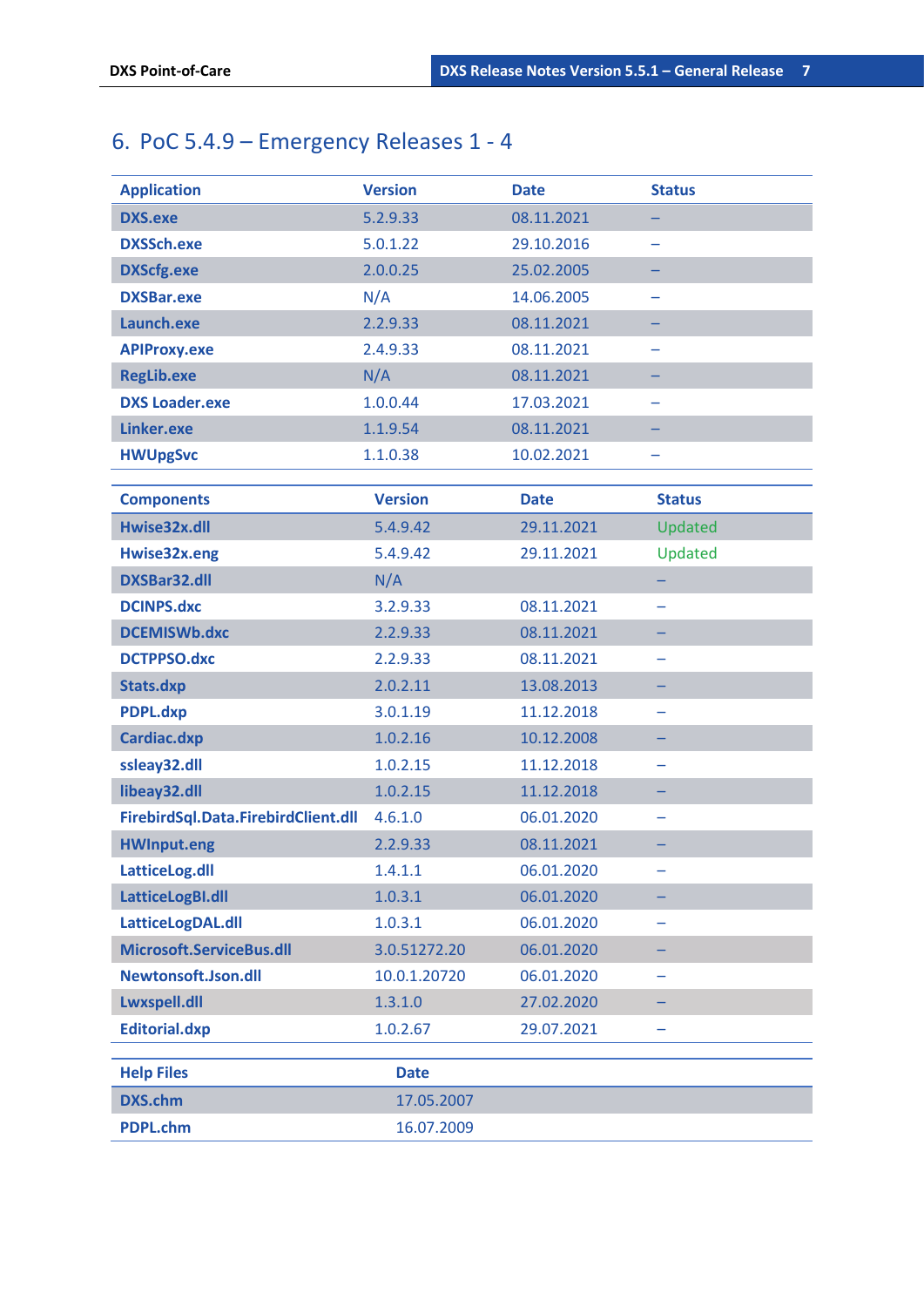## 6. PoC 5.4.9 – Emergency Releases 1 - 4

| Application | Version | Date | Status |
|---|---|---|---|
| DXS.exe | 5.2.9.33 | 08.11.2021 | – |
| DXSSch.exe | 5.0.1.22 | 29.10.2016 | – |
| DXScfg.exe | 2.0.0.25 | 25.02.2005 | – |
| DXSBar.exe | N/A | 14.06.2005 | – |
| Launch.exe | 2.2.9.33 | 08.11.2021 | – |
| APIProxy.exe | 2.4.9.33 | 08.11.2021 | – |
| RegLib.exe | N/A | 08.11.2021 | – |
| DXS Loader.exe | 1.0.0.44 | 17.03.2021 | – |
| Linker.exe | 1.1.9.54 | 08.11.2021 | – |
| HWUpgSvc | 1.1.0.38 | 10.02.2021 | – |

| Components | Version | Date | Status |
|---|---|---|---|
| Hwise32x.dll | 5.4.9.42 | 29.11.2021 | Updated |
| Hwise32x.eng | 5.4.9.42 | 29.11.2021 | Updated |
| DXSBar32.dll | N/A | | – |
| DCINPS.dxc | 3.2.9.33 | 08.11.2021 | – |
| DCEMISWb.dxc | 2.2.9.33 | 08.11.2021 | – |
| DCTPPSO.dxc | 2.2.9.33 | 08.11.2021 | – |
| Stats.dxp | 2.0.2.11 | 13.08.2013 | – |
| PDPL.dxp | 3.0.1.19 | 11.12.2018 | – |
| Cardiac.dxp | 1.0.2.16 | 10.12.2008 | – |
| ssleay32.dll | 1.0.2.15 | 11.12.2018 | – |
| libeay32.dll | 1.0.2.15 | 11.12.2018 | – |
| FirebirdSql.Data.FirebirdClient.dll | 4.6.1.0 | 06.01.2020 | – |
| HWInput.eng | 2.2.9.33 | 08.11.2021 | – |
| LatticeLog.dll | 1.4.1.1 | 06.01.2020 | – |
| LatticeLogBI.dll | 1.0.3.1 | 06.01.2020 | – |
| LatticeLogDAL.dll | 1.0.3.1 | 06.01.2020 | – |
| Microsoft.ServiceBus.dll | 3.0.51272.20 | 06.01.2020 | – |
| Newtonsoft.Json.dll | 10.0.1.20720 | 06.01.2020 | – |
| Lwxspell.dll | 1.3.1.0 | 27.02.2020 | – |
| Editorial.dxp | 1.0.2.67 | 29.07.2021 | – |

| Help Files | Date |
|---|---|
| DXS.chm | 17.05.2007 |
| PDPL.chm | 16.07.2009 |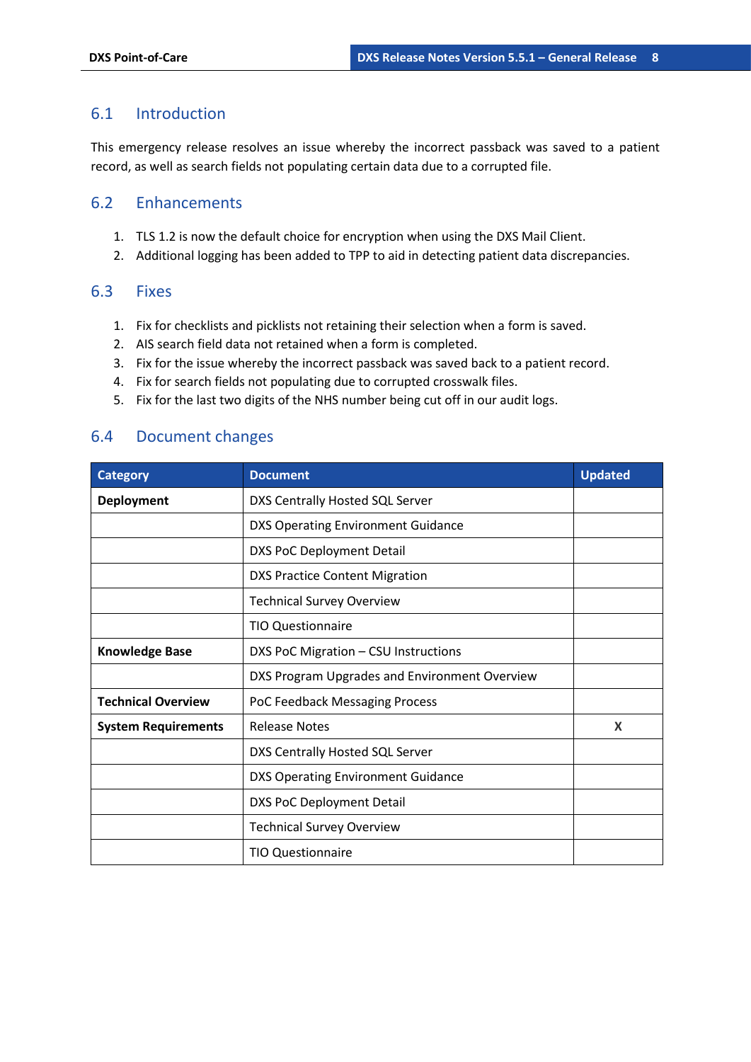## 6.1 Introduction

This emergency release resolves an issue whereby the incorrect passback was saved to a patient record, as well as search fields not populating certain data due to a corrupted file.

## 6.2 Enhancements

1. TLS 1.2 is now the default choice for encryption when using the DXS Mail Client.
2. Additional logging has been added to TPP to aid in detecting patient data discrepancies.

## 6.3 Fixes

1. Fix for checklists and picklists not retaining their selection when a form is saved.
2. AIS search field data not retained when a form is completed.
3. Fix for the issue whereby the incorrect passback was saved back to a patient record.
4. Fix for search fields not populating due to corrupted crosswalk files.
5. Fix for the last two digits of the NHS number being cut off in our audit logs.

## 6.4 Document changes

| Category | Document | Updated |
|---|---|---|
| **Deployment** | DXS Centrally Hosted SQL Server | |
| | DXS Operating Environment Guidance | |
| | DXS PoC Deployment Detail | |
| | DXS Practice Content Migration | |
| | Technical Survey Overview | |
| | TIO Questionnaire | |
| **Knowledge Base** | DXS PoC Migration – CSU Instructions | |
| | DXS Program Upgrades and Environment Overview | |
| **Technical Overview** | PoC Feedback Messaging Process | |
| **System Requirements** | Release Notes | X |
| | DXS Centrally Hosted SQL Server | |
| | DXS Operating Environment Guidance | |
| | DXS PoC Deployment Detail | |
| | Technical Survey Overview | |
| | TIO Questionnaire | |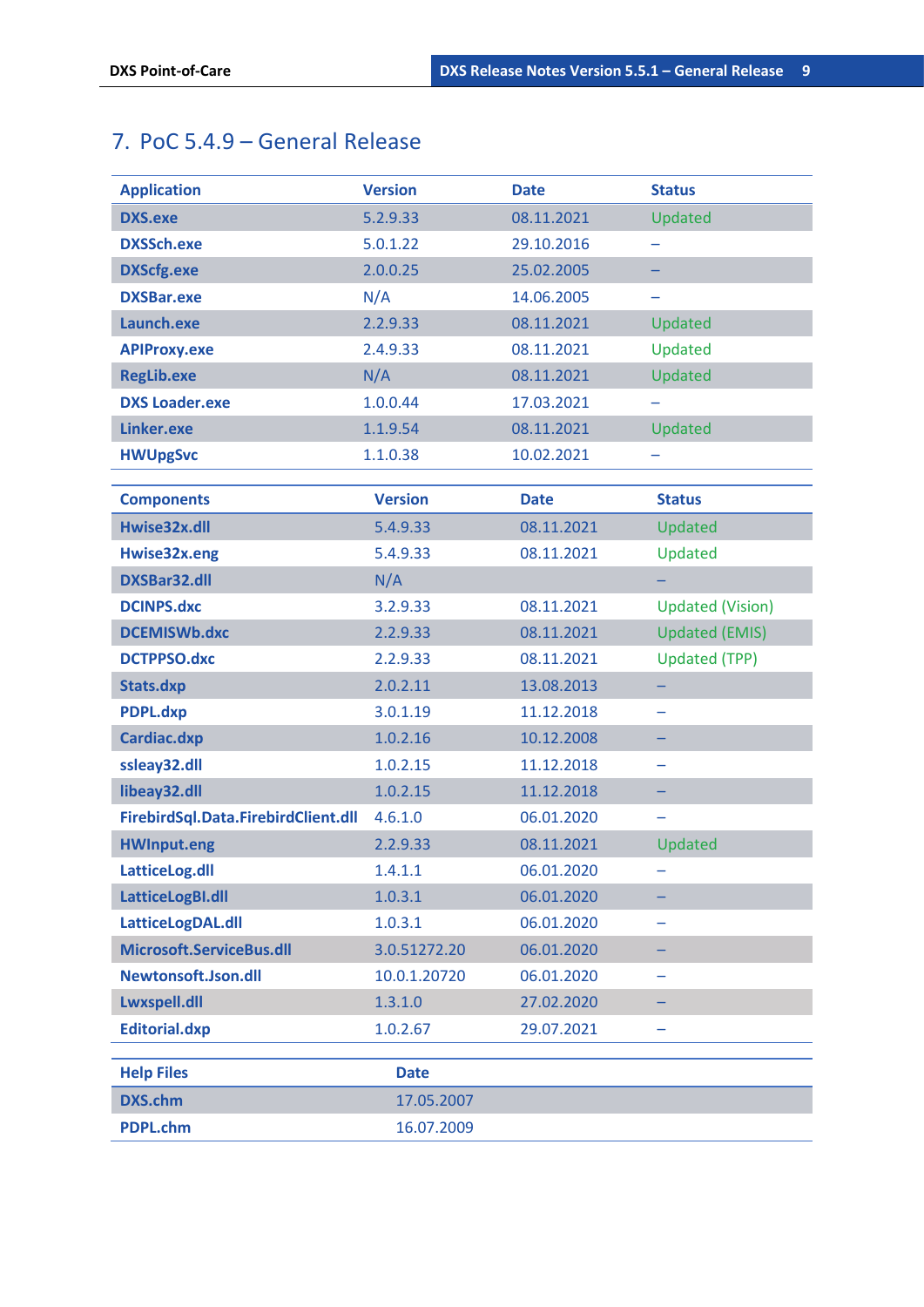## 7. PoC 5.4.9 – General Release

| Application | Version | Date | Status |
|---|---|---|---|
| DXS.exe | 5.2.9.33 | 08.11.2021 | Updated |
| DXSSch.exe | 5.0.1.22 | 29.10.2016 | – |
| DXScfg.exe | 2.0.0.25 | 25.02.2005 | – |
| DXSBar.exe | N/A | 14.06.2005 | – |
| Launch.exe | 2.2.9.33 | 08.11.2021 | Updated |
| APIProxy.exe | 2.4.9.33 | 08.11.2021 | Updated |
| RegLib.exe | N/A | 08.11.2021 | Updated |
| DXS Loader.exe | 1.0.0.44 | 17.03.2021 | – |
| Linker.exe | 1.1.9.54 | 08.11.2021 | Updated |
| HWUpgSvc | 1.1.0.38 | 10.02.2021 | – |

| Components | Version | Date | Status |
|---|---|---|---|
| Hwise32x.dll | 5.4.9.33 | 08.11.2021 | Updated |
| Hwise32x.eng | 5.4.9.33 | 08.11.2021 | Updated |
| DXSBar32.dll | N/A | | – |
| DCINPS.dxc | 3.2.9.33 | 08.11.2021 | Updated (Vision) |
| DCEMISWb.dxc | 2.2.9.33 | 08.11.2021 | Updated (EMIS) |
| DCTPPSO.dxc | 2.2.9.33 | 08.11.2021 | Updated (TPP) |
| Stats.dxp | 2.0.2.11 | 13.08.2013 | – |
| PDPL.dxp | 3.0.1.19 | 11.12.2018 | – |
| Cardiac.dxp | 1.0.2.16 | 10.12.2008 | – |
| ssleay32.dll | 1.0.2.15 | 11.12.2018 | – |
| libeay32.dll | 1.0.2.15 | 11.12.2018 | – |
| FirebirdSql.Data.FirebirdClient.dll | 4.6.1.0 | 06.01.2020 | – |
| HWInput.eng | 2.2.9.33 | 08.11.2021 | Updated |
| LatticeLog.dll | 1.4.1.1 | 06.01.2020 | – |
| LatticeLogBI.dll | 1.0.3.1 | 06.01.2020 | – |
| LatticeLogDAL.dll | 1.0.3.1 | 06.01.2020 | – |
| Microsoft.ServiceBus.dll | 3.0.51272.20 | 06.01.2020 | – |
| Newtonsoft.Json.dll | 10.0.1.20720 | 06.01.2020 | – |
| Lwxspell.dll | 1.3.1.0 | 27.02.2020 | – |
| Editorial.dxp | 1.0.2.67 | 29.07.2021 | – |

| Help Files | Date |
|---|---|
| DXS.chm | 17.05.2007 |
| PDPL.chm | 16.07.2009 |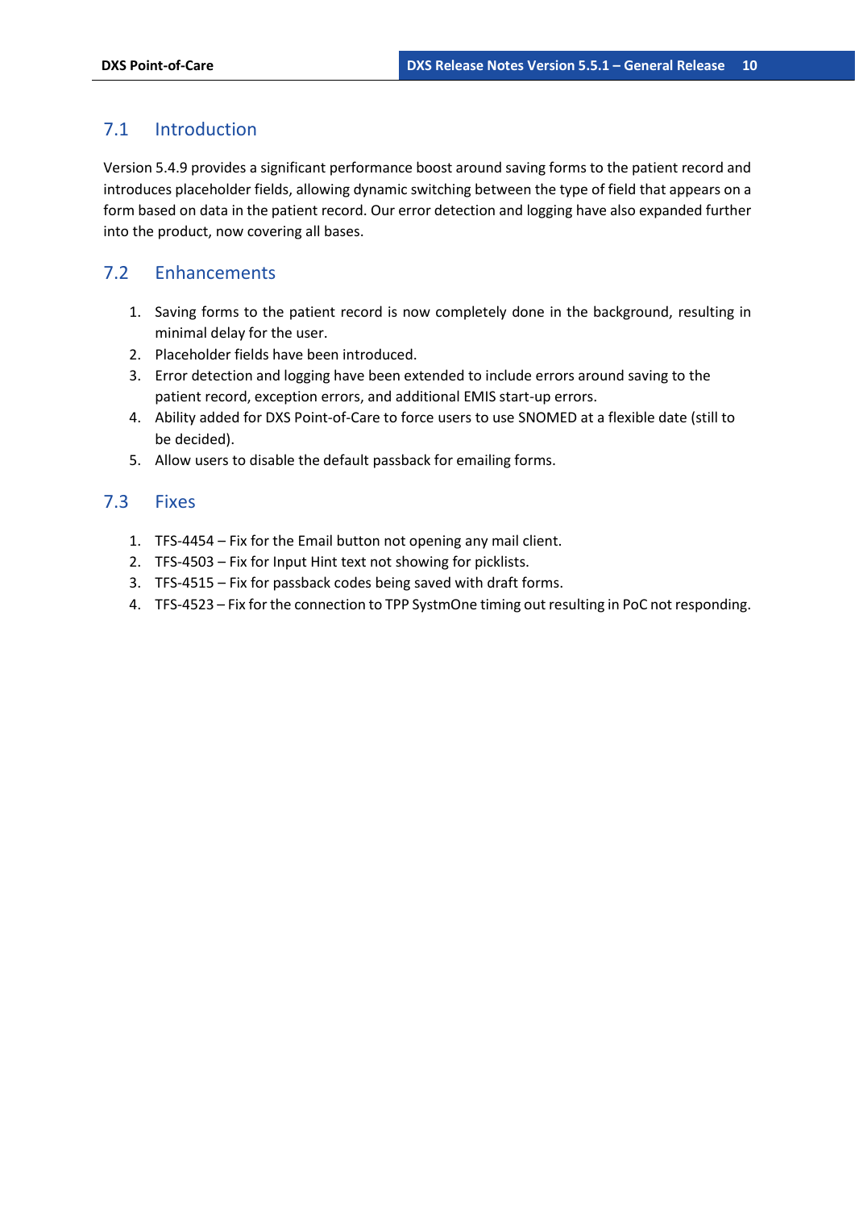## 7.1 Introduction

Version 5.4.9 provides a significant performance boost around saving forms to the patient record and introduces placeholder fields, allowing dynamic switching between the type of field that appears on a form based on data in the patient record. Our error detection and logging have also expanded further into the product, now covering all bases.

## 7.2 Enhancements

1. Saving forms to the patient record is now completely done in the background, resulting in minimal delay for the user.
2. Placeholder fields have been introduced.
3. Error detection and logging have been extended to include errors around saving to the patient record, exception errors, and additional EMIS start-up errors.
4. Ability added for DXS Point-of-Care to force users to use SNOMED at a flexible date (still to be decided).
5. Allow users to disable the default passback for emailing forms.

## 7.3 Fixes

1. TFS-4454 – Fix for the Email button not opening any mail client.
2. TFS-4503 – Fix for Input Hint text not showing for picklists.
3. TFS-4515 – Fix for passback codes being saved with draft forms.
4. TFS-4523 – Fix for the connection to TPP SystmOne timing out resulting in PoC not responding.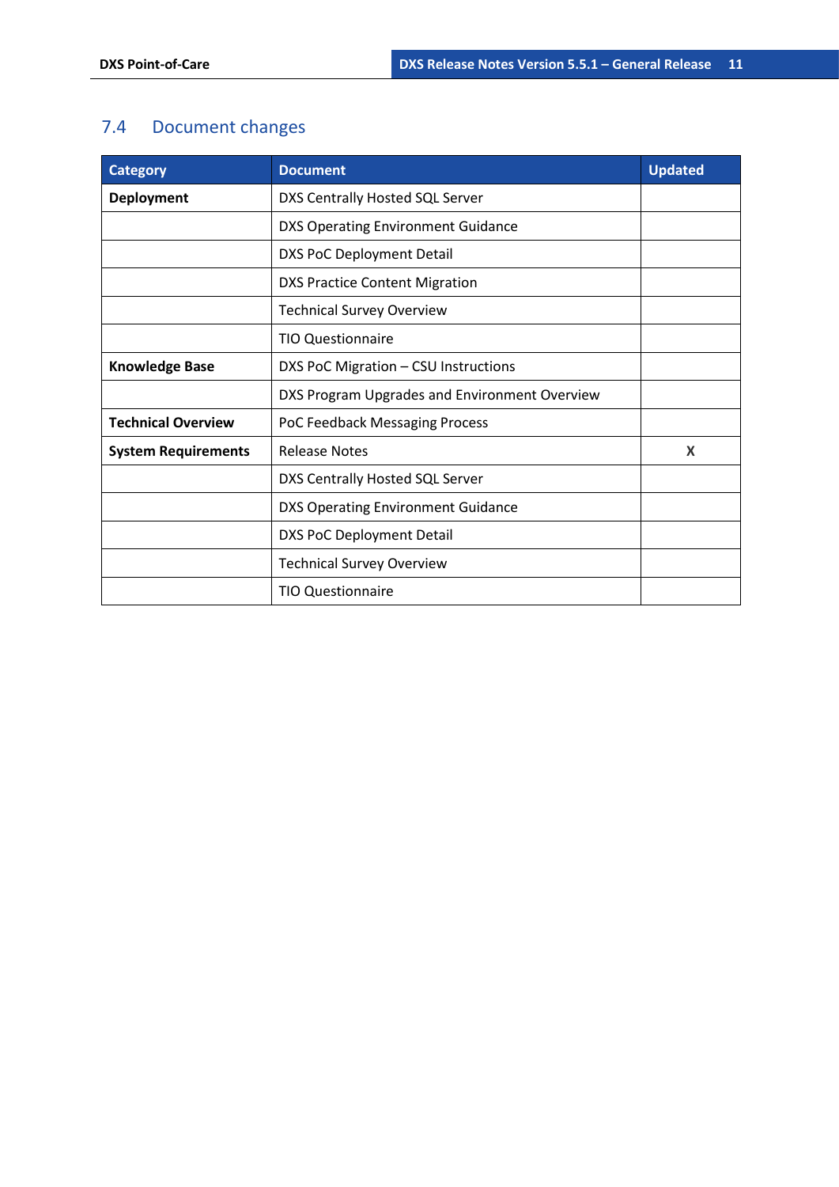## 7.4 Document changes

| Category | Document | Updated |
|---|---|---|
| **Deployment** | DXS Centrally Hosted SQL Server | |
| | DXS Operating Environment Guidance | |
| | DXS PoC Deployment Detail | |
| | DXS Practice Content Migration | |
| | Technical Survey Overview | |
| | TIO Questionnaire | |
| **Knowledge Base** | DXS PoC Migration – CSU Instructions | |
| | DXS Program Upgrades and Environment Overview | |
| **Technical Overview** | PoC Feedback Messaging Process | |
| **System Requirements** | Release Notes | X |
| | DXS Centrally Hosted SQL Server | |
| | DXS Operating Environment Guidance | |
| | DXS PoC Deployment Detail | |
| | Technical Survey Overview | |
| | TIO Questionnaire | |